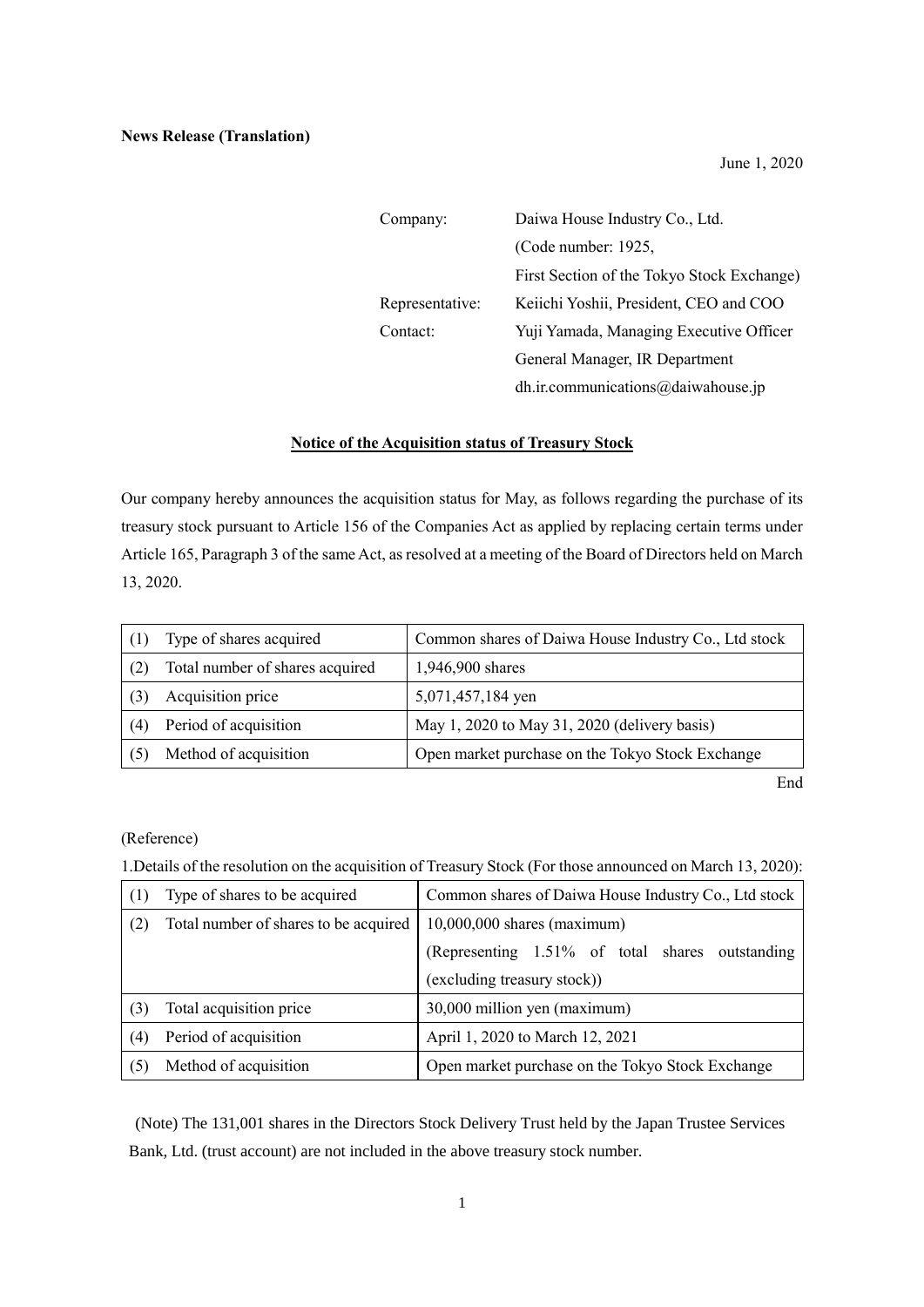**News Release (Translation)**

June 1, 2020

| | |
|---|---|
| Company: | Daiwa House Industry Co., Ltd. (Code number: 1925, First Section of the Tokyo Stock Exchange) |
| Representative: | Keiichi Yoshii, President, CEO and COO |
| Contact: | Yuji Yamada, Managing Executive Officer General Manager, IR Department dh.ir.communications@daiwahouse.jp |

## Notice of the Acquisition status of Treasury Stock

Our company hereby announces the acquisition status for May, as follows regarding the purchase of its treasury stock pursuant to Article 156 of the Companies Act as applied by replacing certain terms under Article 165, Paragraph 3 of the same Act, as resolved at a meeting of the Board of Directors held on March 13, 2020.

| | | |
|---|---|---|
| (1) | Type of shares acquired | Common shares of Daiwa House Industry Co., Ltd stock |
| (2) | Total number of shares acquired | 1,946,900 shares |
| (3) | Acquisition price | 5,071,457,184 yen |
| (4) | Period of acquisition | May 1, 2020 to May 31, 2020 (delivery basis) |
| (5) | Method of acquisition | Open market purchase on the Tokyo Stock Exchange |

End

(Reference)

1.Details of the resolution on the acquisition of Treasury Stock (For those announced on March 13, 2020):

| | | |
|---|---|---|
| (1) | Type of shares to be acquired | Common shares of Daiwa House Industry Co., Ltd stock |
| (2) | Total number of shares to be acquired | 10,000,000 shares (maximum) (Representing 1.51% of total shares outstanding (excluding treasury stock)) |
| (3) | Total acquisition price | 30,000 million yen (maximum) |
| (4) | Period of acquisition | April 1, 2020 to March 12, 2021 |
| (5) | Method of acquisition | Open market purchase on the Tokyo Stock Exchange |

(Note) The 131,001 shares in the Directors Stock Delivery Trust held by the Japan Trustee Services Bank, Ltd. (trust account) are not included in the above treasury stock number.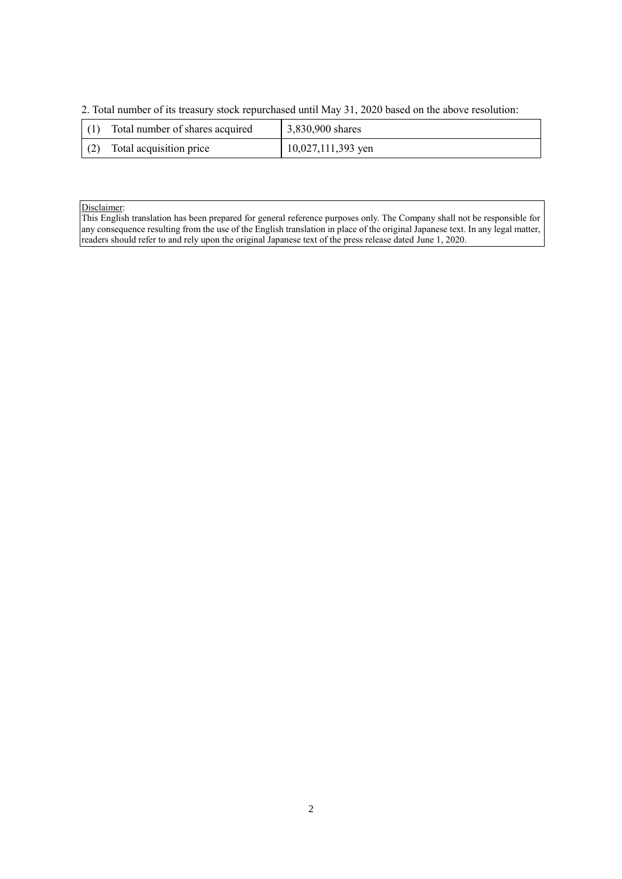2. Total number of its treasury stock repurchased until May 31, 2020 based on the above resolution:

| | | |
|---|---|---|
| (1) | Total number of shares acquired | 3,830,900 shares |
| (2) | Total acquisition price | 10,027,111,393 yen |

Disclaimer:
This English translation has been prepared for general reference purposes only. The Company shall not be responsible for any consequence resulting from the use of the English translation in place of the original Japanese text. In any legal matter, readers should refer to and rely upon the original Japanese text of the press release dated June 1, 2020.